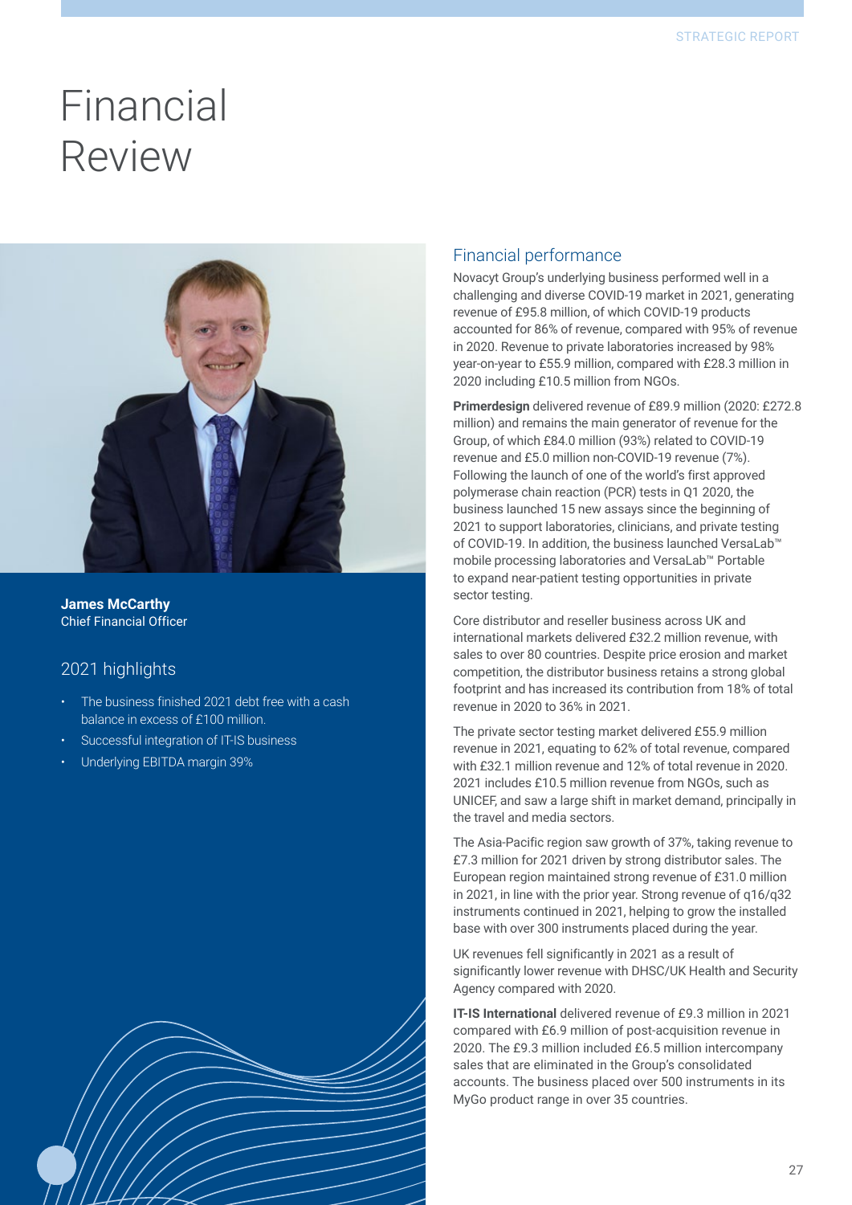# Financial Review

**James McCarthy**
Chief Financial Officer

## 2021 highlights

- The business finished 2021 debt free with a cash balance in excess of £100 million.
- Successful integration of IT-IS business
- Underlying EBITDA margin 39%

## Financial performance

Novacyt Group's underlying business performed well in a challenging and diverse COVID-19 market in 2021, generating revenue of £95.8 million, of which COVID-19 products accounted for 86% of revenue, compared with 95% of revenue in 2020. Revenue to private laboratories increased by 98% year-on-year to £55.9 million, compared with £28.3 million in 2020 including £10.5 million from NGOs.

**Primerdesign** delivered revenue of £89.9 million (2020: £272.8 million) and remains the main generator of revenue for the Group, of which £84.0 million (93%) related to COVID-19 revenue and £5.0 million non-COVID-19 revenue (7%). Following the launch of one of the world's first approved polymerase chain reaction (PCR) tests in Q1 2020, the business launched 15 new assays since the beginning of 2021 to support laboratories, clinicians, and private testing of COVID-19. In addition, the business launched VersaLab™ mobile processing laboratories and VersaLab™ Portable to expand near-patient testing opportunities in private sector testing.

Core distributor and reseller business across UK and international markets delivered £32.2 million revenue, with sales to over 80 countries. Despite price erosion and market competition, the distributor business retains a strong global footprint and has increased its contribution from 18% of total revenue in 2020 to 36% in 2021.

The private sector testing market delivered £55.9 million revenue in 2021, equating to 62% of total revenue, compared with £32.1 million revenue and 12% of total revenue in 2020. 2021 includes £10.5 million revenue from NGOs, such as UNICEF, and saw a large shift in market demand, principally in the travel and media sectors.

The Asia-Pacific region saw growth of 37%, taking revenue to £7.3 million for 2021 driven by strong distributor sales. The European region maintained strong revenue of £31.0 million in 2021, in line with the prior year. Strong revenue of q16/q32 instruments continued in 2021, helping to grow the installed base with over 300 instruments placed during the year.

UK revenues fell significantly in 2021 as a result of significantly lower revenue with DHSC/UK Health and Security Agency compared with 2020.

**IT-IS International** delivered revenue of £9.3 million in 2021 compared with £6.9 million of post-acquisition revenue in 2020. The £9.3 million included £6.5 million intercompany sales that are eliminated in the Group's consolidated accounts. The business placed over 500 instruments in its MyGo product range in over 35 countries.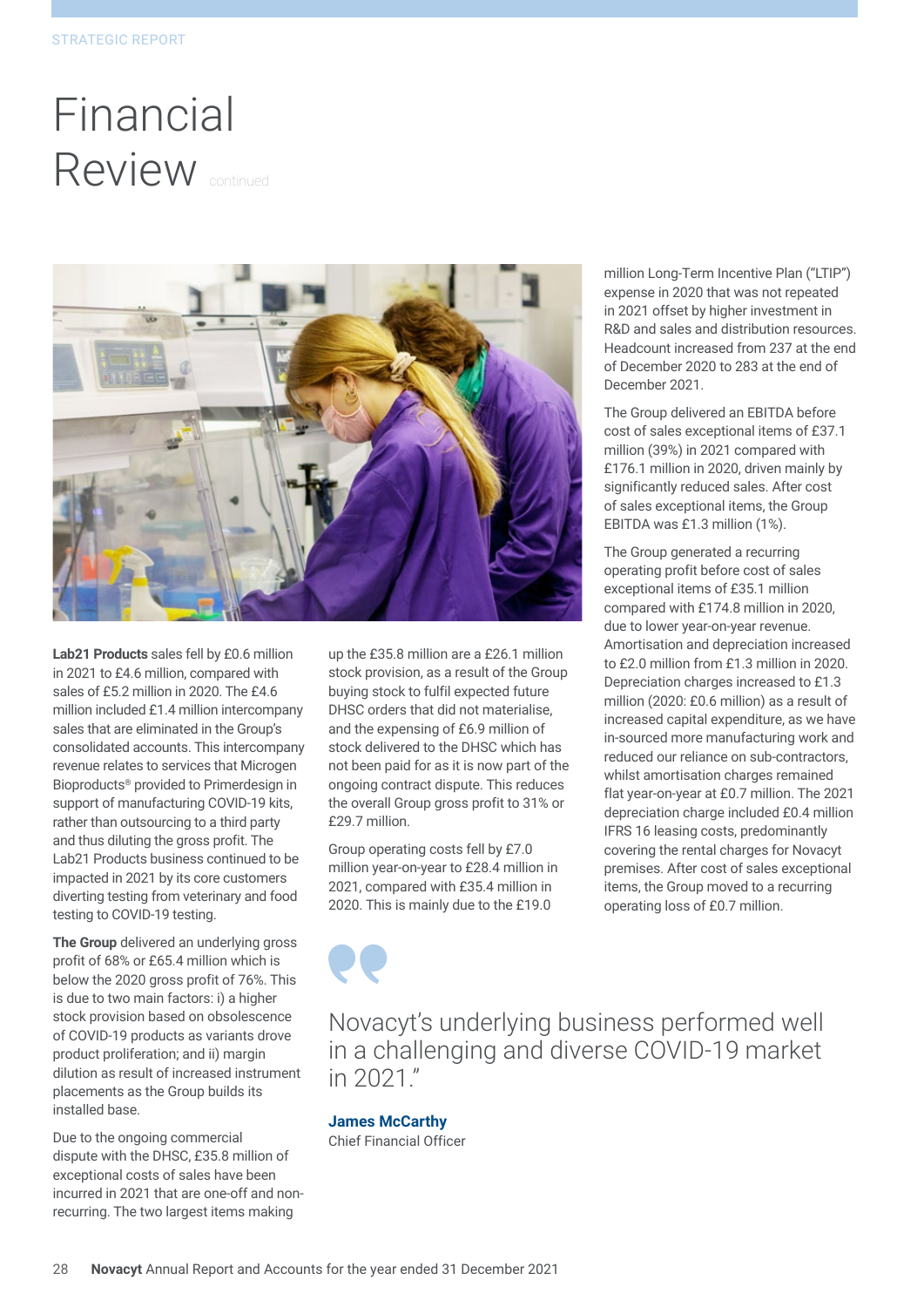# Financial Review continued

**Lab21 Products** sales fell by £0.6 million in 2021 to £4.6 million, compared with sales of £5.2 million in 2020. The £4.6 million included £1.4 million intercompany sales that are eliminated in the Group's consolidated accounts. This intercompany revenue relates to services that Microgen Bioproducts® provided to Primerdesign in support of manufacturing COVID-19 kits, rather than outsourcing to a third party and thus diluting the gross profit. The Lab21 Products business continued to be impacted in 2021 by its core customers diverting testing from veterinary and food testing to COVID-19 testing.

**The Group** delivered an underlying gross profit of 68% or £65.4 million which is below the 2020 gross profit of 76%. This is due to two main factors: i) a higher stock provision based on obsolescence of COVID-19 products as variants drove product proliferation; and ii) margin dilution as result of increased instrument placements as the Group builds its installed base.

Due to the ongoing commercial dispute with the DHSC, £35.8 million of exceptional costs of sales have been incurred in 2021 that are one-off and non-recurring. The two largest items making up the £35.8 million are a £26.1 million stock provision, as a result of the Group buying stock to fulfil expected future DHSC orders that did not materialise, and the expensing of £6.9 million of stock delivered to the DHSC which has not been paid for as it is now part of the ongoing contract dispute. This reduces the overall Group gross profit to 31% or £29.7 million.

Group operating costs fell by £7.0 million year-on-year to £28.4 million in 2021, compared with £35.4 million in 2020. This is mainly due to the £19.0 million Long-Term Incentive Plan ("LTIP") expense in 2020 that was not repeated in 2021 offset by higher investment in R&D and sales and distribution resources. Headcount increased from 237 at the end of December 2020 to 283 at the end of December 2021.

The Group delivered an EBITDA before cost of sales exceptional items of £37.1 million (39%) in 2021 compared with £176.1 million in 2020, driven mainly by significantly reduced sales. After cost of sales exceptional items, the Group EBITDA was £1.3 million (1%).

The Group generated a recurring operating profit before cost of sales exceptional items of £35.1 million compared with £174.8 million in 2020, due to lower year-on-year revenue. Amortisation and depreciation increased to £2.0 million from £1.3 million in 2020. Depreciation charges increased to £1.3 million (2020: £0.6 million) as a result of increased capital expenditure, as we have in-sourced more manufacturing work and reduced our reliance on sub-contractors, whilst amortisation charges remained flat year-on-year at £0.7 million. The 2021 depreciation charge included £0.4 million IFRS 16 leasing costs, predominantly covering the rental charges for Novacyt premises. After cost of sales exceptional items, the Group moved to a recurring operating loss of £0.7 million.

> Novacyt's underlying business performed well in a challenging and diverse COVID-19 market in 2021."
>
> **James McCarthy**
> Chief Financial Officer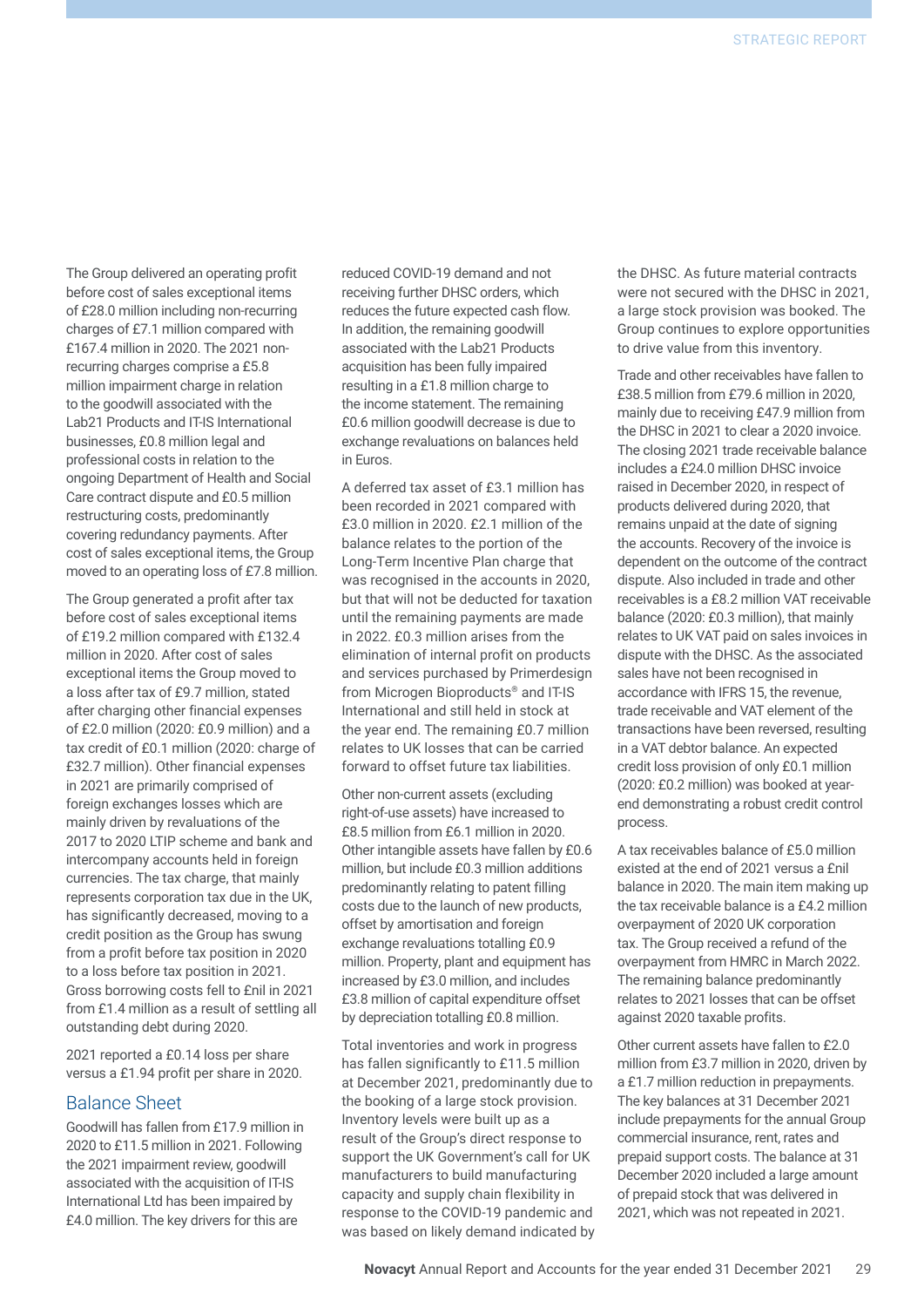The Group delivered an operating profit before cost of sales exceptional items of £28.0 million including non-recurring charges of £7.1 million compared with £167.4 million in 2020. The 2021 non-recurring charges comprise a £5.8 million impairment charge in relation to the goodwill associated with the Lab21 Products and IT-IS International businesses, £0.8 million legal and professional costs in relation to the ongoing Department of Health and Social Care contract dispute and £0.5 million restructuring costs, predominantly covering redundancy payments. After cost of sales exceptional items, the Group moved to an operating loss of £7.8 million.

The Group generated a profit after tax before cost of sales exceptional items of £19.2 million compared with £132.4 million in 2020. After cost of sales exceptional items the Group moved to a loss after tax of £9.7 million, stated after charging other financial expenses of £2.0 million (2020: £0.9 million) and a tax credit of £0.1 million (2020: charge of £32.7 million). Other financial expenses in 2021 are primarily comprised of foreign exchanges losses which are mainly driven by revaluations of the 2017 to 2020 LTIP scheme and bank and intercompany accounts held in foreign currencies. The tax charge, that mainly represents corporation tax due in the UK, has significantly decreased, moving to a credit position as the Group has swung from a profit before tax position in 2020 to a loss before tax position in 2021. Gross borrowing costs fell to £nil in 2021 from £1.4 million as a result of settling all outstanding debt during 2020.

2021 reported a £0.14 loss per share versus a £1.94 profit per share in 2020.

## Balance Sheet

Goodwill has fallen from £17.9 million in 2020 to £11.5 million in 2021. Following the 2021 impairment review, goodwill associated with the acquisition of IT-IS International Ltd has been impaired by £4.0 million. The key drivers for this are reduced COVID-19 demand and not receiving further DHSC orders, which reduces the future expected cash flow. In addition, the remaining goodwill associated with the Lab21 Products acquisition has been fully impaired resulting in a £1.8 million charge to the income statement. The remaining £0.6 million goodwill decrease is due to exchange revaluations on balances held in Euros.

A deferred tax asset of £3.1 million has been recorded in 2021 compared with £3.0 million in 2020. £2.1 million of the balance relates to the portion of the Long-Term Incentive Plan charge that was recognised in the accounts in 2020, but that will not be deducted for taxation until the remaining payments are made in 2022. £0.3 million arises from the elimination of internal profit on products and services purchased by Primerdesign from Microgen Bioproducts® and IT-IS International and still held in stock at the year end. The remaining £0.7 million relates to UK losses that can be carried forward to offset future tax liabilities.

Other non-current assets (excluding right-of-use assets) have increased to £8.5 million from £6.1 million in 2020. Other intangible assets have fallen by £0.6 million, but include £0.3 million additions predominantly relating to patent filling costs due to the launch of new products, offset by amortisation and foreign exchange revaluations totalling £0.9 million. Property, plant and equipment has increased by £3.0 million, and includes £3.8 million of capital expenditure offset by depreciation totalling £0.8 million.

Total inventories and work in progress has fallen significantly to £11.5 million at December 2021, predominantly due to the booking of a large stock provision. Inventory levels were built up as a result of the Group's direct response to support the UK Government's call for UK manufacturers to build manufacturing capacity and supply chain flexibility in response to the COVID-19 pandemic and was based on likely demand indicated by the DHSC. As future material contracts were not secured with the DHSC in 2021, a large stock provision was booked. The Group continues to explore opportunities to drive value from this inventory.

Trade and other receivables have fallen to £38.5 million from £79.6 million in 2020, mainly due to receiving £47.9 million from the DHSC in 2021 to clear a 2020 invoice. The closing 2021 trade receivable balance includes a £24.0 million DHSC invoice raised in December 2020, in respect of products delivered during 2020, that remains unpaid at the date of signing the accounts. Recovery of the invoice is dependent on the outcome of the contract dispute. Also included in trade and other receivables is a £8.2 million VAT receivable balance (2020: £0.3 million), that mainly relates to UK VAT paid on sales invoices in dispute with the DHSC. As the associated sales have not been recognised in accordance with IFRS 15, the revenue, trade receivable and VAT element of the transactions have been reversed, resulting in a VAT debtor balance. An expected credit loss provision of only £0.1 million (2020: £0.2 million) was booked at year-end demonstrating a robust credit control process.

A tax receivables balance of £5.0 million existed at the end of 2021 versus a £nil balance in 2020. The main item making up the tax receivable balance is a £4.2 million overpayment of 2020 UK corporation tax. The Group received a refund of the overpayment from HMRC in March 2022. The remaining balance predominantly relates to 2021 losses that can be offset against 2020 taxable profits.

Other current assets have fallen to £2.0 million from £3.7 million in 2020, driven by a £1.7 million reduction in prepayments. The key balances at 31 December 2021 include prepayments for the annual Group commercial insurance, rent, rates and prepaid support costs. The balance at 31 December 2020 included a large amount of prepaid stock that was delivered in 2021, which was not repeated in 2021.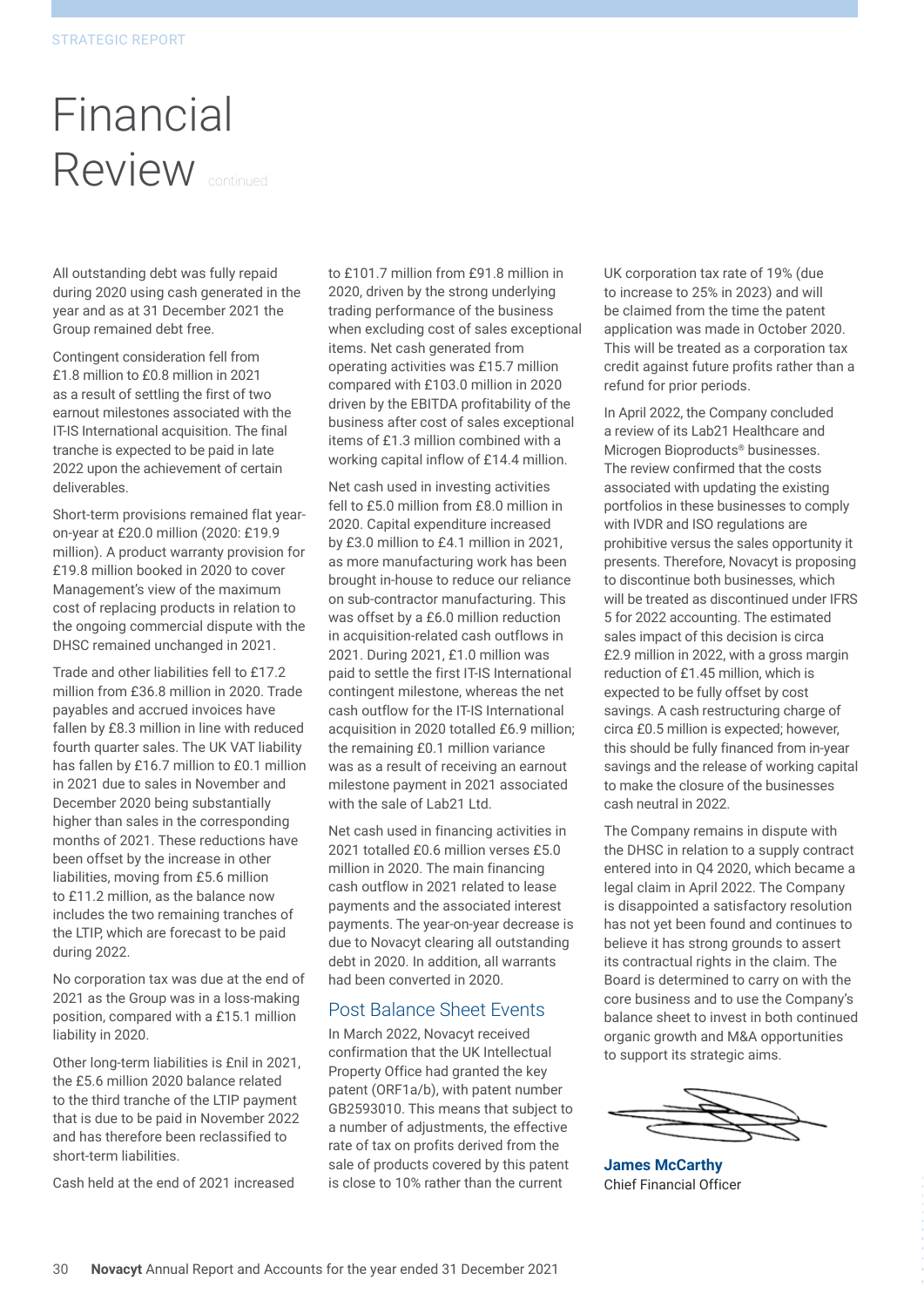# Financial Review continued

All outstanding debt was fully repaid during 2020 using cash generated in the year and as at 31 December 2021 the Group remained debt free.

Contingent consideration fell from £1.8 million to £0.8 million in 2021 as a result of settling the first of two earnout milestones associated with the IT-IS International acquisition. The final tranche is expected to be paid in late 2022 upon the achievement of certain deliverables.

Short-term provisions remained flat year-on-year at £20.0 million (2020: £19.9 million). A product warranty provision for £19.8 million booked in 2020 to cover Management's view of the maximum cost of replacing products in relation to the ongoing commercial dispute with the DHSC remained unchanged in 2021.

Trade and other liabilities fell to £17.2 million from £36.8 million in 2020. Trade payables and accrued invoices have fallen by £8.3 million in line with reduced fourth quarter sales. The UK VAT liability has fallen by £16.7 million to £0.1 million in 2021 due to sales in November and December 2020 being substantially higher than sales in the corresponding months of 2021. These reductions have been offset by the increase in other liabilities, moving from £5.6 million to £11.2 million, as the balance now includes the two remaining tranches of the LTIP, which are forecast to be paid during 2022.

No corporation tax was due at the end of 2021 as the Group was in a loss-making position, compared with a £15.1 million liability in 2020.

Other long-term liabilities is £nil in 2021, the £5.6 million 2020 balance related to the third tranche of the LTIP payment that is due to be paid in November 2022 and has therefore been reclassified to short-term liabilities.

Cash held at the end of 2021 increased to £101.7 million from £91.8 million in 2020, driven by the strong underlying trading performance of the business when excluding cost of sales exceptional items. Net cash generated from operating activities was £15.7 million compared with £103.0 million in 2020 driven by the EBITDA profitability of the business after cost of sales exceptional items of £1.3 million combined with a working capital inflow of £14.4 million.

Net cash used in investing activities fell to £5.0 million from £8.0 million in 2020. Capital expenditure increased by £3.0 million to £4.1 million in 2021, as more manufacturing work has been brought in-house to reduce our reliance on sub-contractor manufacturing. This was offset by a £6.0 million reduction in acquisition-related cash outflows in 2021. During 2021, £1.0 million was paid to settle the first IT-IS International contingent milestone, whereas the net cash outflow for the IT-IS International acquisition in 2020 totalled £6.9 million; the remaining £0.1 million variance was as a result of receiving an earnout milestone payment in 2021 associated with the sale of Lab21 Ltd.

Net cash used in financing activities in 2021 totalled £0.6 million verses £5.0 million in 2020. The main financing cash outflow in 2021 related to lease payments and the associated interest payments. The year-on-year decrease is due to Novacyt clearing all outstanding debt in 2020. In addition, all warrants had been converted in 2020.

## Post Balance Sheet Events

In March 2022, Novacyt received confirmation that the UK Intellectual Property Office had granted the key patent (ORF1a/b), with patent number GB2593010. This means that subject to a number of adjustments, the effective rate of tax on profits derived from the sale of products covered by this patent is close to 10% rather than the current UK corporation tax rate of 19% (due to increase to 25% in 2023) and will be claimed from the time the patent application was made in October 2020. This will be treated as a corporation tax credit against future profits rather than a refund for prior periods.

In April 2022, the Company concluded a review of its Lab21 Healthcare and Microgen Bioproducts® businesses. The review confirmed that the costs associated with updating the existing portfolios in these businesses to comply with IVDR and ISO regulations are prohibitive versus the sales opportunity it presents. Therefore, Novacyt is proposing to discontinue both businesses, which will be treated as discontinued under IFRS 5 for 2022 accounting. The estimated sales impact of this decision is circa £2.9 million in 2022, with a gross margin reduction of £1.45 million, which is expected to be fully offset by cost savings. A cash restructuring charge of circa £0.5 million is expected; however, this should be fully financed from in-year savings and the release of working capital to make the closure of the businesses cash neutral in 2022.

The Company remains in dispute with the DHSC in relation to a supply contract entered into in Q4 2020, which became a legal claim in April 2022. The Company is disappointed a satisfactory resolution has not yet been found and continues to believe it has strong grounds to assert its contractual rights in the claim. The Board is determined to carry on with the core business and to use the Company's balance sheet to invest in both continued organic growth and M&A opportunities to support its strategic aims.

**James McCarthy**
Chief Financial Officer